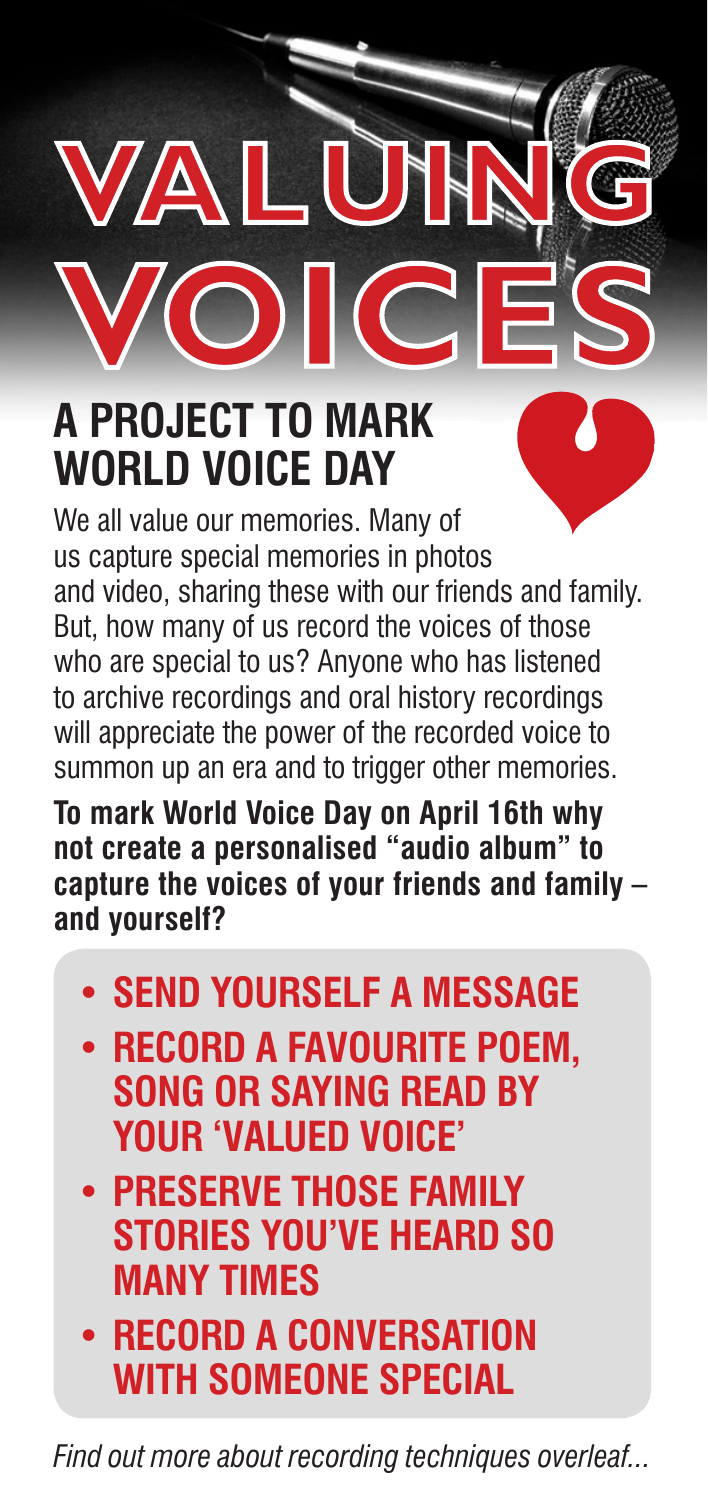# VALUING VOICES

## A PROJECT TO MARK WORLD VOICE DAY

We all value our memories. Many of us capture special memories in photos and video, sharing these with our friends and family. But, how many of us record the voices of those who are special to us? Anyone who has listened to archive recordings and oral history recordings will appreciate the power of the recorded voice to summon up an era and to trigger other memories.

**To mark World Voice Day on April 16th why not create a personalised "audio album" to capture the voices of your friends and family – and yourself?**

- **SEND YOURSELF A MESSAGE**
- **RECORD A FAVOURITE POEM, SONG OR SAYING READ BY YOUR 'VALUED VOICE'**
- **PRESERVE THOSE FAMILY STORIES YOU'VE HEARD SO MANY TIMES**
- **RECORD A CONVERSATION WITH SOMEONE SPECIAL**

*Find out more about recording techniques overleaf...*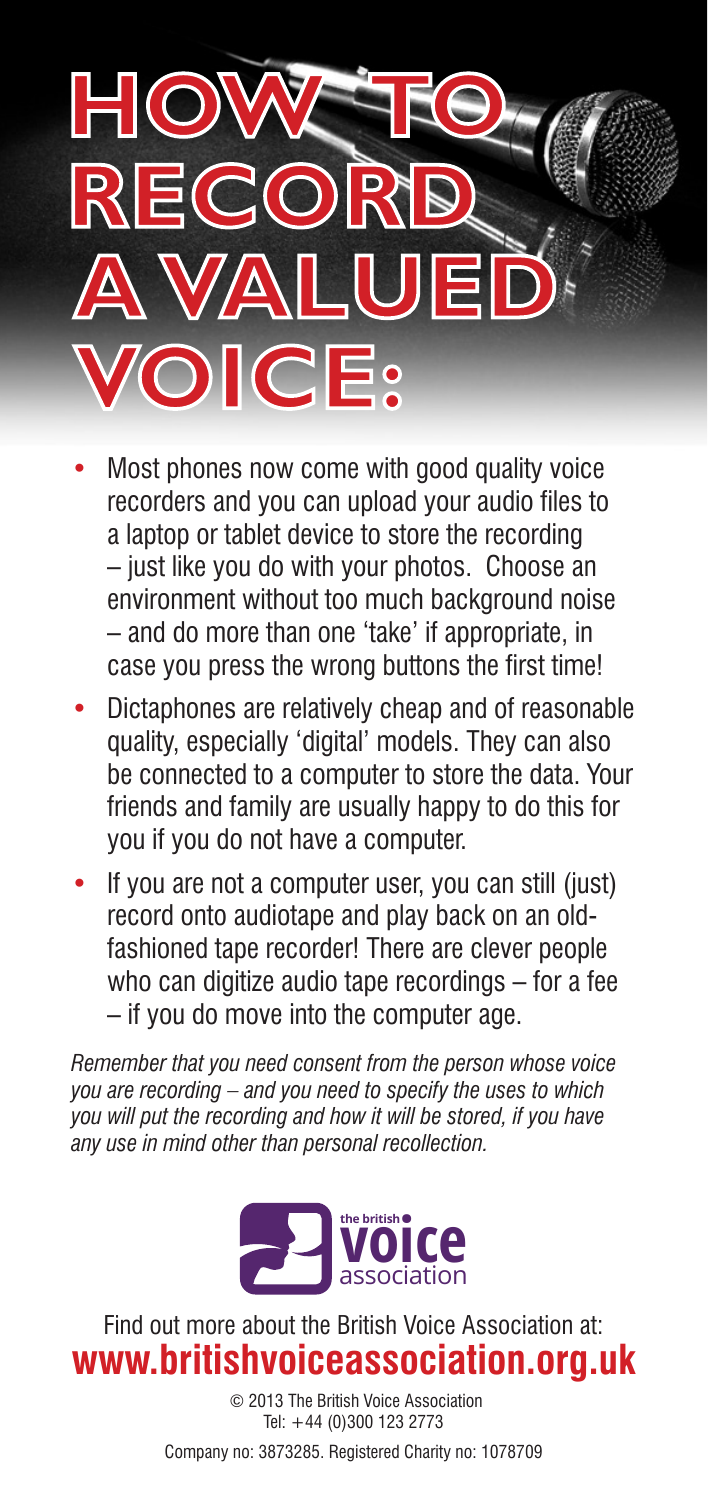# HOW TO RECORD A VALUED VOICE:

- Most phones now come with good quality voice recorders and you can upload your audio files to a laptop or tablet device to store the recording – just like you do with your photos. Choose an environment without too much background noise – and do more than one 'take' if appropriate, in case you press the wrong buttons the first time!
- Dictaphones are relatively cheap and of reasonable quality, especially 'digital' models. They can also be connected to a computer to store the data. Your friends and family are usually happy to do this for you if you do not have a computer.
- If you are not a computer user, you can still (just) record onto audiotape and play back on an old-fashioned tape recorder! There are clever people who can digitize audio tape recordings – for a fee – if you do move into the computer age.

*Remember that you need consent from the person whose voice you are recording – and you need to specify the uses to which you will put the recording and how it will be stored, if you have any use in mind other than personal recollection.*

the british voice association

Find out more about the British Voice Association at:
**www.britishvoiceassociation.org.uk**

© 2013 The British Voice Association
Tel: +44 (0)300 123 2773

Company no: 3873285. Registered Charity no: 1078709